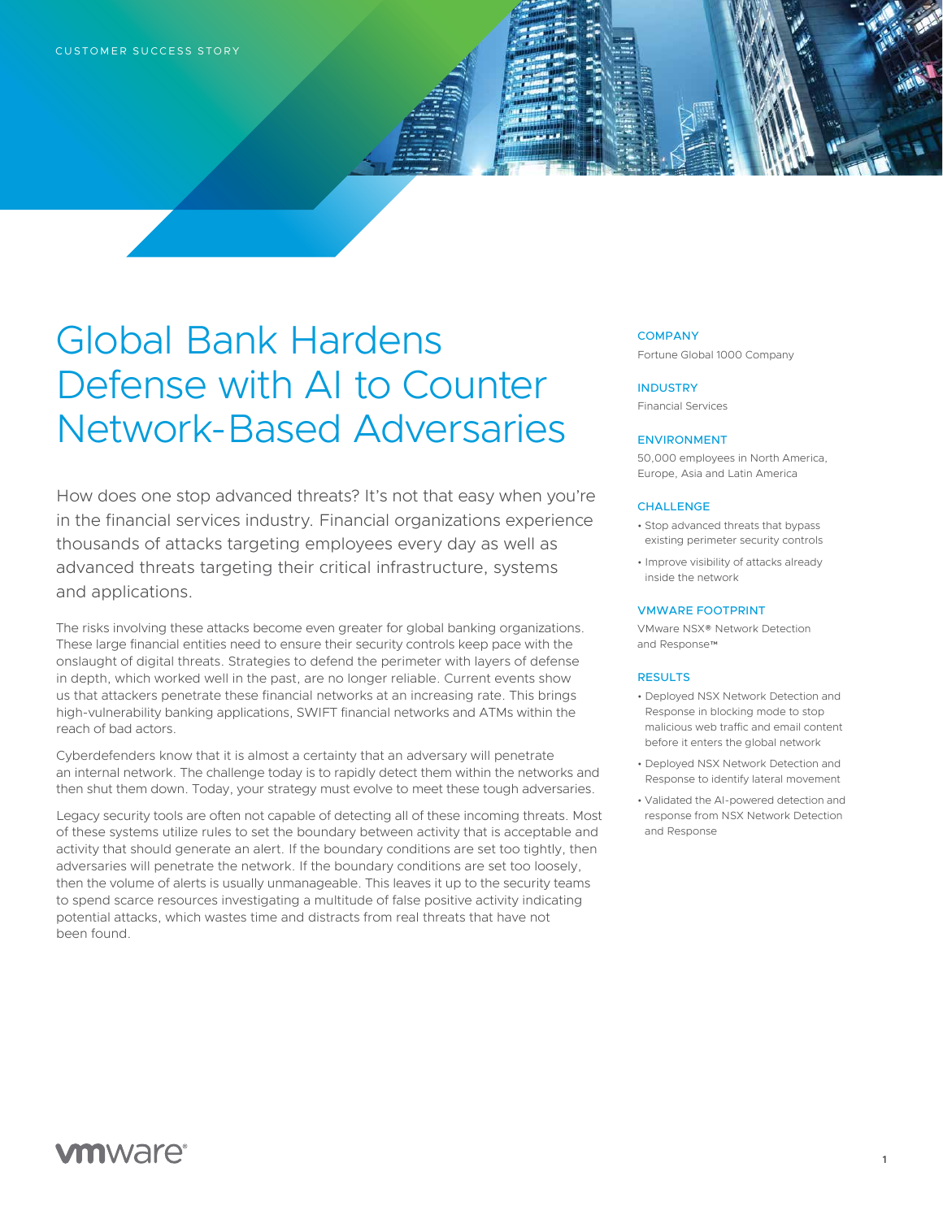CUSTOMER SUCCESS STORY

# Global Bank Hardens Defense with AI to Counter Network-Based Adversaries

How does one stop advanced threats? It's not that easy when you're in the financial services industry. Financial organizations experience thousands of attacks targeting employees every day as well as advanced threats targeting their critical infrastructure, systems and applications.

The risks involving these attacks become even greater for global banking organizations. These large financial entities need to ensure their security controls keep pace with the onslaught of digital threats. Strategies to defend the perimeter with layers of defense in depth, which worked well in the past, are no longer reliable. Current events show us that attackers penetrate these financial networks at an increasing rate. This brings high-vulnerability banking applications, SWIFT financial networks and ATMs within the reach of bad actors.

Cyberdefenders know that it is almost a certainty that an adversary will penetrate an internal network. The challenge today is to rapidly detect them within the networks and then shut them down. Today, your strategy must evolve to meet these tough adversaries.

Legacy security tools are often not capable of detecting all of these incoming threats. Most of these systems utilize rules to set the boundary between activity that is acceptable and activity that should generate an alert. If the boundary conditions are set too tightly, then adversaries will penetrate the network. If the boundary conditions are set too loosely, then the volume of alerts is usually unmanageable. This leaves it up to the security teams to spend scarce resources investigating a multitude of false positive activity indicating potential attacks, which wastes time and distracts from real threats that have not been found.

### COMPANY

Fortune Global 1000 Company

### INDUSTRY

Financial Services

### ENVIRONMENT

50,000 employees in North America, Europe, Asia and Latin America

### CHALLENGE

- Stop advanced threats that bypass existing perimeter security controls
- Improve visibility of attacks already inside the network

### VMWARE FOOTPRINT

VMware NSX® Network Detection and Response™

### RESULTS

- Deployed NSX Network Detection and Response in blocking mode to stop malicious web traffic and email content before it enters the global network
- Deployed NSX Network Detection and Response to identify lateral movement
- Validated the AI-powered detection and response from NSX Network Detection and Response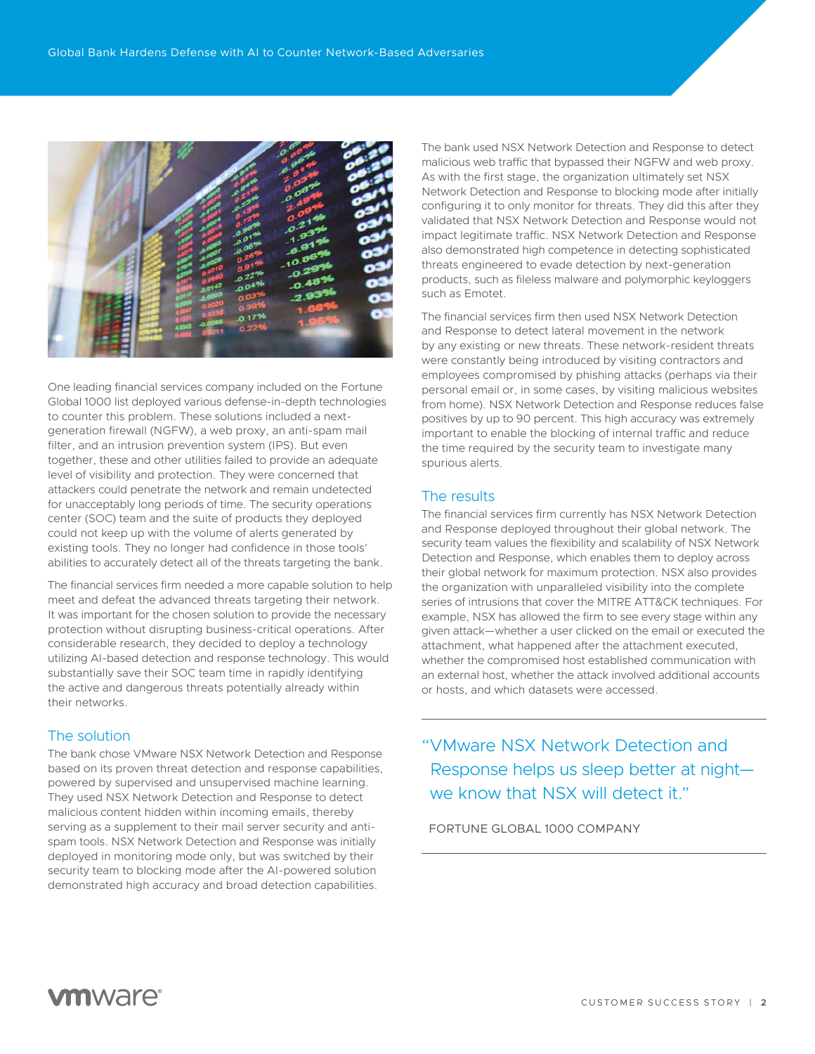One leading financial services company included on the Fortune Global 1000 list deployed various defense-in-depth technologies to counter this problem. These solutions included a next-generation firewall (NGFW), a web proxy, an anti-spam mail filter, and an intrusion prevention system (IPS). But even together, these and other utilities failed to provide an adequate level of visibility and protection. They were concerned that attackers could penetrate the network and remain undetected for unacceptably long periods of time. The security operations center (SOC) team and the suite of products they deployed could not keep up with the volume of alerts generated by existing tools. They no longer had confidence in those tools' abilities to accurately detect all of the threats targeting the bank.

The financial services firm needed a more capable solution to help meet and defeat the advanced threats targeting their network. It was important for the chosen solution to provide the necessary protection without disrupting business-critical operations. After considerable research, they decided to deploy a technology utilizing AI-based detection and response technology. This would substantially save their SOC team time in rapidly identifying the active and dangerous threats potentially already within their networks.

## The solution

The bank chose VMware NSX Network Detection and Response based on its proven threat detection and response capabilities, powered by supervised and unsupervised machine learning. They used NSX Network Detection and Response to detect malicious content hidden within incoming emails, thereby serving as a supplement to their mail server security and anti-spam tools. NSX Network Detection and Response was initially deployed in monitoring mode only, but was switched by their security team to blocking mode after the AI-powered solution demonstrated high accuracy and broad detection capabilities.

The bank used NSX Network Detection and Response to detect malicious web traffic that bypassed their NGFW and web proxy. As with the first stage, the organization ultimately set NSX Network Detection and Response to blocking mode after initially configuring it to only monitor for threats. They did this after they validated that NSX Network Detection and Response would not impact legitimate traffic. NSX Network Detection and Response also demonstrated high competence in detecting sophisticated threats engineered to evade detection by next-generation products, such as fileless malware and polymorphic keyloggers such as Emotet.

The financial services firm then used NSX Network Detection and Response to detect lateral movement in the network by any existing or new threats. These network-resident threats were constantly being introduced by visiting contractors and employees compromised by phishing attacks (perhaps via their personal email or, in some cases, by visiting malicious websites from home). NSX Network Detection and Response reduces false positives by up to 90 percent. This high accuracy was extremely important to enable the blocking of internal traffic and reduce the time required by the security team to investigate many spurious alerts.

## The results

The financial services firm currently has NSX Network Detection and Response deployed throughout their global network. The security team values the flexibility and scalability of NSX Network Detection and Response, which enables them to deploy across their global network for maximum protection. NSX also provides the organization with unparalleled visibility into the complete series of intrusions that cover the MITRE ATT&CK techniques. For example, NSX has allowed the firm to see every stage within any given attack—whether a user clicked on the email or executed the attachment, what happened after the attachment executed, whether the compromised host established communication with an external host, whether the attack involved additional accounts or hosts, and which datasets were accessed.

> "VMware NSX Network Detection and Response helps us sleep better at night—we know that NSX will detect it."
>
> FORTUNE GLOBAL 1000 COMPANY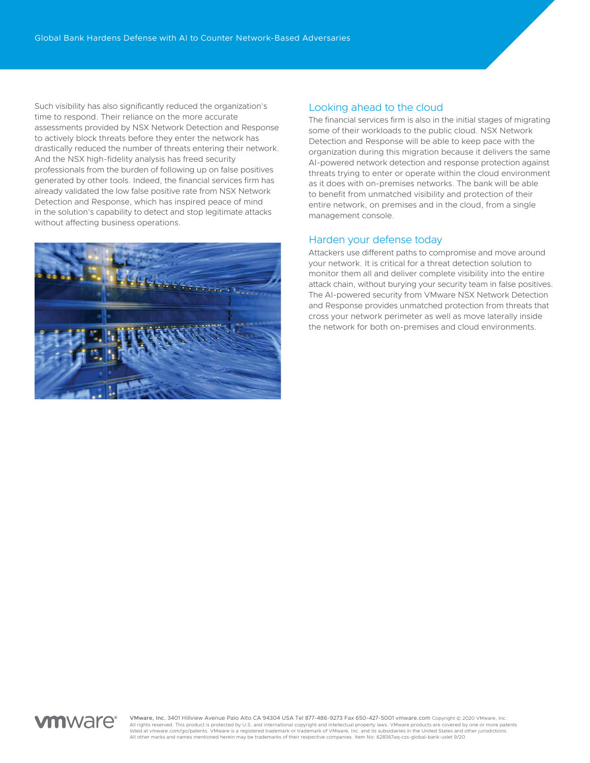Such visibility has also significantly reduced the organization's time to respond. Their reliance on the more accurate assessments provided by NSX Network Detection and Response to actively block threats before they enter the network has drastically reduced the number of threats entering their network. And the NSX high-fidelity analysis has freed security professionals from the burden of following up on false positives generated by other tools. Indeed, the financial services firm has already validated the low false positive rate from NSX Network Detection and Response, which has inspired peace of mind in the solution's capability to detect and stop legitimate attacks without affecting business operations.

## Looking ahead to the cloud

The financial services firm is also in the initial stages of migrating some of their workloads to the public cloud. NSX Network Detection and Response will be able to keep pace with the organization during this migration because it delivers the same AI-powered network detection and response protection against threats trying to enter or operate within the cloud environment as it does with on-premises networks. The bank will be able to benefit from unmatched visibility and protection of their entire network, on premises and in the cloud, from a single management console.

## Harden your defense today

Attackers use different paths to compromise and move around your network. It is critical for a threat detection solution to monitor them all and deliver complete visibility into the entire attack chain, without burying your security team in false positives. The AI-powered security from VMware NSX Network Detection and Response provides unmatched protection from threats that cross your network perimeter as well as move laterally inside the network for both on-premises and cloud environments.

VMware, Inc. 3401 Hillview Avenue Palo Alto CA 94304 USA Tel 877-486-9273 Fax 650-427-5001 vmware.com Copyright © 2020 VMware, Inc. All rights reserved. This product is protected by U.S. and international copyright and intellectual property laws. VMware products are covered by one or more patents listed at vmware.com/go/patents. VMware is a registered trademark or trademark of VMware, Inc. and its subsidiaries in the United States and other jurisdictions. All other marks and names mentioned herein may be trademarks of their respective companies. Item No: 628367aq-css-global-bank-uslet 9/20